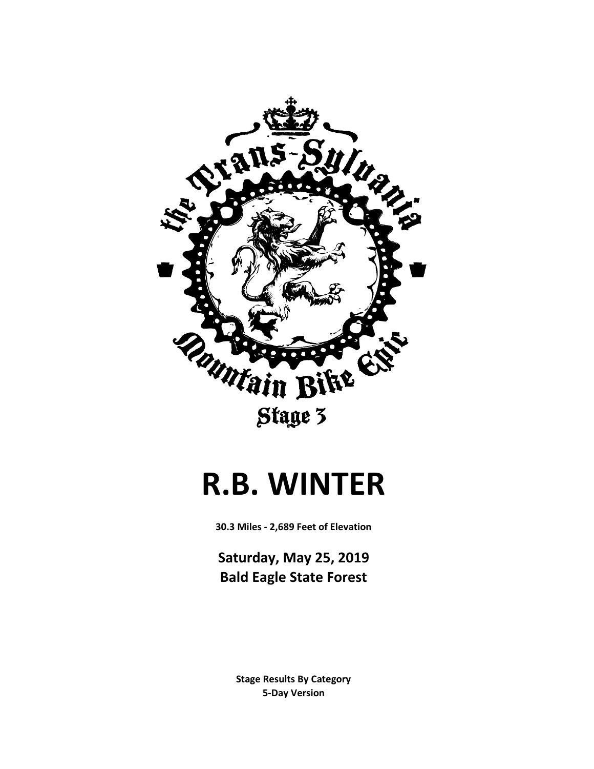the Trans-Sylvania Mountain Bike Epic

Stage 3

# R.B. WINTER

**30.3 Miles - 2,689 Feet of Elevation**

## Saturday, May 25, 2019
## Bald Eagle State Forest

**Stage Results By Category**
**5-Day Version**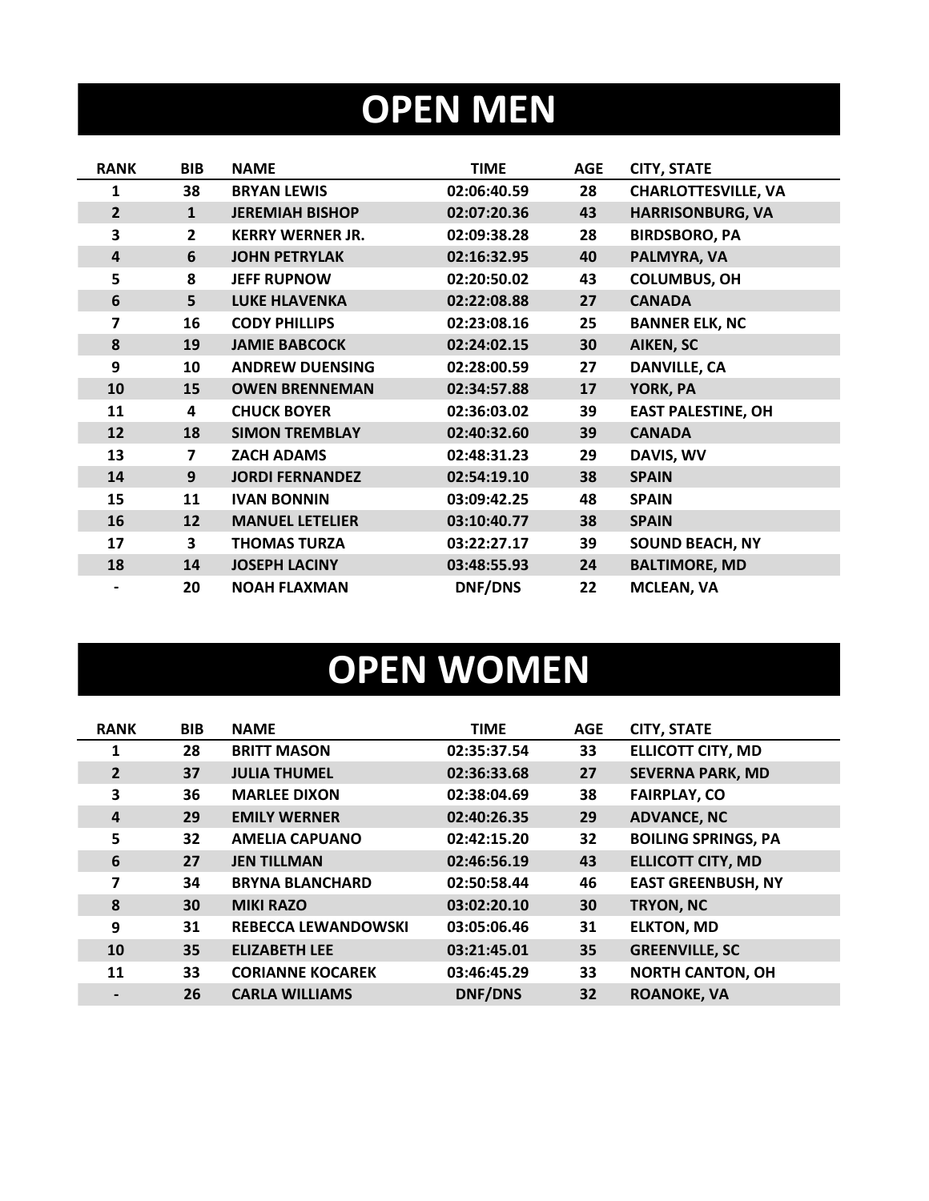# OPEN MEN

| RANK | BIB | NAME | TIME | AGE | CITY, STATE |
|---|---|---|---|---|---|
| 1 | 38 | BRYAN LEWIS | 02:06:40.59 | 28 | CHARLOTTESVILLE, VA |
| 2 | 1 | JEREMIAH BISHOP | 02:07:20.36 | 43 | HARRISONBURG, VA |
| 3 | 2 | KERRY WERNER JR. | 02:09:38.28 | 28 | BIRDSBORO, PA |
| 4 | 6 | JOHN PETRYLAK | 02:16:32.95 | 40 | PALMYRA, VA |
| 5 | 8 | JEFF RUPNOW | 02:20:50.02 | 43 | COLUMBUS, OH |
| 6 | 5 | LUKE HLAVENKA | 02:22:08.88 | 27 | CANADA |
| 7 | 16 | CODY PHILLIPS | 02:23:08.16 | 25 | BANNER ELK, NC |
| 8 | 19 | JAMIE BABCOCK | 02:24:02.15 | 30 | AIKEN, SC |
| 9 | 10 | ANDREW DUENSING | 02:28:00.59 | 27 | DANVILLE, CA |
| 10 | 15 | OWEN BRENNEMAN | 02:34:57.88 | 17 | YORK, PA |
| 11 | 4 | CHUCK BOYER | 02:36:03.02 | 39 | EAST PALESTINE, OH |
| 12 | 18 | SIMON TREMBLAY | 02:40:32.60 | 39 | CANADA |
| 13 | 7 | ZACH ADAMS | 02:48:31.23 | 29 | DAVIS, WV |
| 14 | 9 | JORDI FERNANDEZ | 02:54:19.10 | 38 | SPAIN |
| 15 | 11 | IVAN BONNIN | 03:09:42.25 | 48 | SPAIN |
| 16 | 12 | MANUEL LETELIER | 03:10:40.77 | 38 | SPAIN |
| 17 | 3 | THOMAS TURZA | 03:22:27.17 | 39 | SOUND BEACH, NY |
| 18 | 14 | JOSEPH LACINY | 03:48:55.93 | 24 | BALTIMORE, MD |
| - | 20 | NOAH FLAXMAN | DNF/DNS | 22 | MCLEAN, VA |

# OPEN WOMEN

| RANK | BIB | NAME | TIME | AGE | CITY, STATE |
|---|---|---|---|---|---|
| 1 | 28 | BRITT MASON | 02:35:37.54 | 33 | ELLICOTT CITY, MD |
| 2 | 37 | JULIA THUMEL | 02:36:33.68 | 27 | SEVERNA PARK, MD |
| 3 | 36 | MARLEE DIXON | 02:38:04.69 | 38 | FAIRPLAY, CO |
| 4 | 29 | EMILY WERNER | 02:40:26.35 | 29 | ADVANCE, NC |
| 5 | 32 | AMELIA CAPUANO | 02:42:15.20 | 32 | BOILING SPRINGS, PA |
| 6 | 27 | JEN TILLMAN | 02:46:56.19 | 43 | ELLICOTT CITY, MD |
| 7 | 34 | BRYNA BLANCHARD | 02:50:58.44 | 46 | EAST GREENBUSH, NY |
| 8 | 30 | MIKI RAZO | 03:02:20.10 | 30 | TRYON, NC |
| 9 | 31 | REBECCA LEWANDOWSKI | 03:05:06.46 | 31 | ELKTON, MD |
| 10 | 35 | ELIZABETH LEE | 03:21:45.01 | 35 | GREENVILLE, SC |
| 11 | 33 | CORIANNE KOCAREK | 03:46:45.29 | 33 | NORTH CANTON, OH |
| - | 26 | CARLA WILLIAMS | DNF/DNS | 32 | ROANOKE, VA |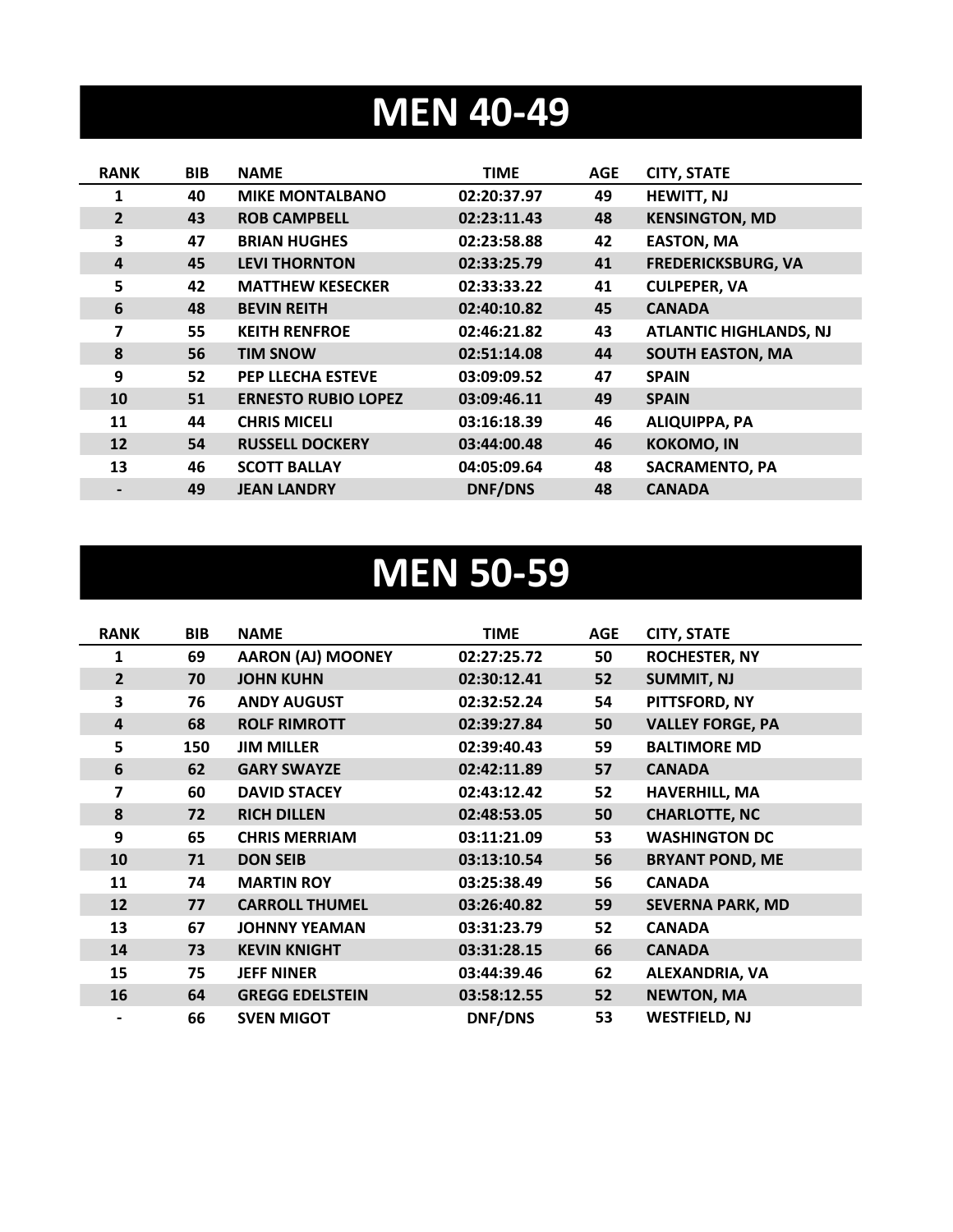# MEN 40-49

| RANK | BIB | NAME | TIME | AGE | CITY, STATE |
|---|---|---|---|---|---|
| 1 | 40 | MIKE MONTALBANO | 02:20:37.97 | 49 | HEWITT, NJ |
| 2 | 43 | ROB CAMPBELL | 02:23:11.43 | 48 | KENSINGTON, MD |
| 3 | 47 | BRIAN HUGHES | 02:23:58.88 | 42 | EASTON, MA |
| 4 | 45 | LEVI THORNTON | 02:33:25.79 | 41 | FREDERICKSBURG, VA |
| 5 | 42 | MATTHEW KESECKER | 02:33:33.22 | 41 | CULPEPER, VA |
| 6 | 48 | BEVIN REITH | 02:40:10.82 | 45 | CANADA |
| 7 | 55 | KEITH RENFROE | 02:46:21.82 | 43 | ATLANTIC HIGHLANDS, NJ |
| 8 | 56 | TIM SNOW | 02:51:14.08 | 44 | SOUTH EASTON, MA |
| 9 | 52 | PEP LLECHA ESTEVE | 03:09:09.52 | 47 | SPAIN |
| 10 | 51 | ERNESTO RUBIO LOPEZ | 03:09:46.11 | 49 | SPAIN |
| 11 | 44 | CHRIS MICELI | 03:16:18.39 | 46 | ALIQUIPPA, PA |
| 12 | 54 | RUSSELL DOCKERY | 03:44:00.48 | 46 | KOKOMO, IN |
| 13 | 46 | SCOTT BALLAY | 04:05:09.64 | 48 | SACRAMENTO, PA |
| - | 49 | JEAN LANDRY | DNF/DNS | 48 | CANADA |

# MEN 50-59

| RANK | BIB | NAME | TIME | AGE | CITY, STATE |
|---|---|---|---|---|---|
| 1 | 69 | AARON (AJ) MOONEY | 02:27:25.72 | 50 | ROCHESTER, NY |
| 2 | 70 | JOHN KUHN | 02:30:12.41 | 52 | SUMMIT, NJ |
| 3 | 76 | ANDY AUGUST | 02:32:52.24 | 54 | PITTSFORD, NY |
| 4 | 68 | ROLF RIMROTT | 02:39:27.84 | 50 | VALLEY FORGE, PA |
| 5 | 150 | JIM MILLER | 02:39:40.43 | 59 | BALTIMORE MD |
| 6 | 62 | GARY SWAYZE | 02:42:11.89 | 57 | CANADA |
| 7 | 60 | DAVID STACEY | 02:43:12.42 | 52 | HAVERHILL, MA |
| 8 | 72 | RICH DILLEN | 02:48:53.05 | 50 | CHARLOTTE, NC |
| 9 | 65 | CHRIS MERRIAM | 03:11:21.09 | 53 | WASHINGTON DC |
| 10 | 71 | DON SEIB | 03:13:10.54 | 56 | BRYANT POND, ME |
| 11 | 74 | MARTIN ROY | 03:25:38.49 | 56 | CANADA |
| 12 | 77 | CARROLL THUMEL | 03:26:40.82 | 59 | SEVERNA PARK, MD |
| 13 | 67 | JOHNNY YEAMAN | 03:31:23.79 | 52 | CANADA |
| 14 | 73 | KEVIN KNIGHT | 03:31:28.15 | 66 | CANADA |
| 15 | 75 | JEFF NINER | 03:44:39.46 | 62 | ALEXANDRIA, VA |
| 16 | 64 | GREGG EDELSTEIN | 03:58:12.55 | 52 | NEWTON, MA |
| - | 66 | SVEN MIGOT | DNF/DNS | 53 | WESTFIELD, NJ |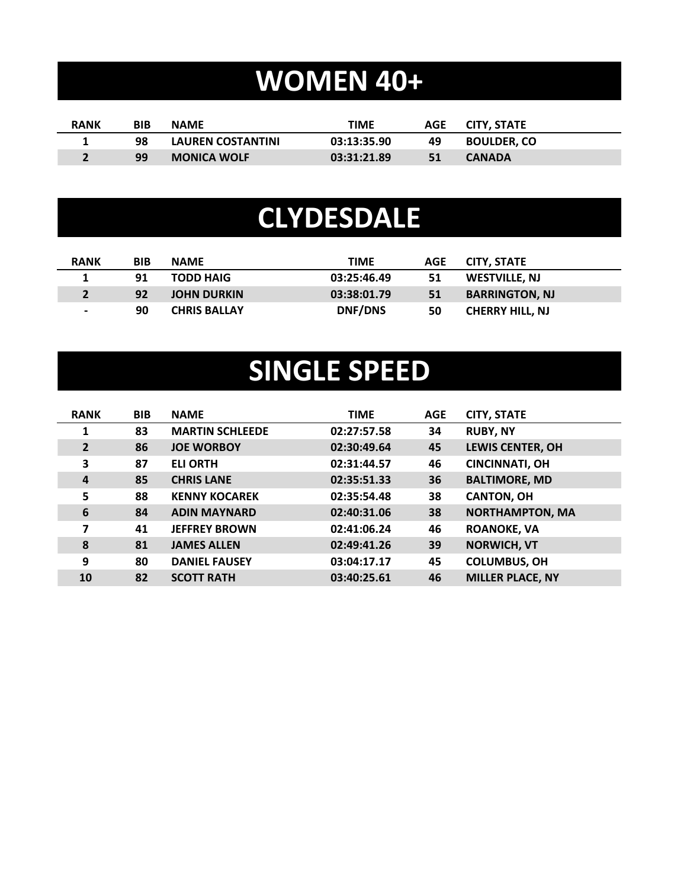# WOMEN 40+

| RANK | BIB | NAME | TIME | AGE | CITY, STATE |
|---|---|---|---|---|---|
| 1 | 98 | LAUREN COSTANTINI | 03:13:35.90 | 49 | BOULDER, CO |
| 2 | 99 | MONICA WOLF | 03:31:21.89 | 51 | CANADA |

# CLYDESDALE

| RANK | BIB | NAME | TIME | AGE | CITY, STATE |
|---|---|---|---|---|---|
| 1 | 91 | TODD HAIG | 03:25:46.49 | 51 | WESTVILLE, NJ |
| 2 | 92 | JOHN DURKIN | 03:38:01.79 | 51 | BARRINGTON, NJ |
| - | 90 | CHRIS BALLAY | DNF/DNS | 50 | CHERRY HILL, NJ |

# SINGLE SPEED

| RANK | BIB | NAME | TIME | AGE | CITY, STATE |
|---|---|---|---|---|---|
| 1 | 83 | MARTIN SCHLEEDE | 02:27:57.58 | 34 | RUBY, NY |
| 2 | 86 | JOE WORBOY | 02:30:49.64 | 45 | LEWIS CENTER, OH |
| 3 | 87 | ELI ORTH | 02:31:44.57 | 46 | CINCINNATI, OH |
| 4 | 85 | CHRIS LANE | 02:35:51.33 | 36 | BALTIMORE, MD |
| 5 | 88 | KENNY KOCAREK | 02:35:54.48 | 38 | CANTON, OH |
| 6 | 84 | ADIN MAYNARD | 02:40:31.06 | 38 | NORTHAMPTON, MA |
| 7 | 41 | JEFFREY BROWN | 02:41:06.24 | 46 | ROANOKE, VA |
| 8 | 81 | JAMES ALLEN | 02:49:41.26 | 39 | NORWICH, VT |
| 9 | 80 | DANIEL FAUSEY | 03:04:17.17 | 45 | COLUMBUS, OH |
| 10 | 82 | SCOTT RATH | 03:40:25.61 | 46 | MILLER PLACE, NY |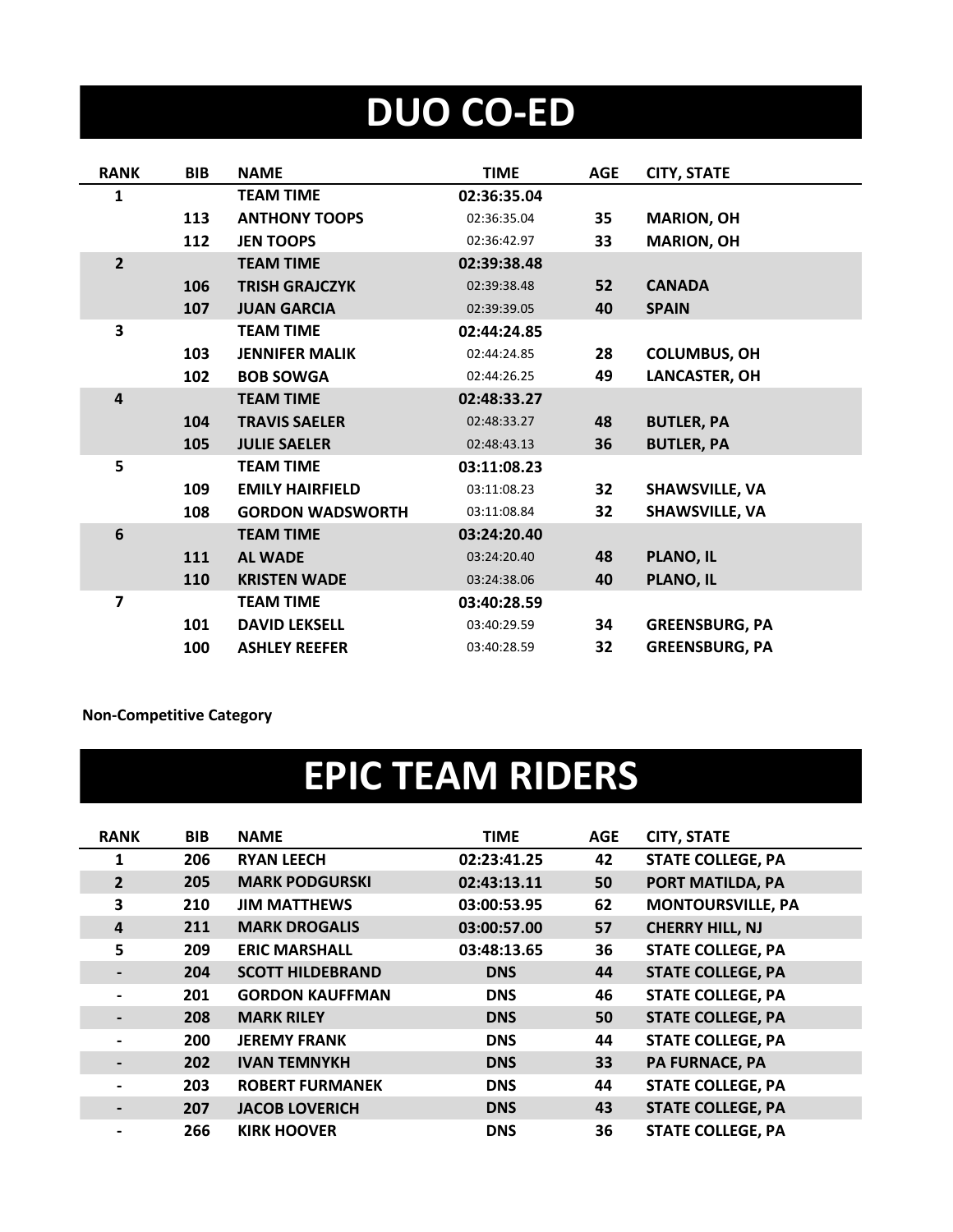# DUO CO-ED

| RANK | BIB | NAME | TIME | AGE | CITY, STATE |
|---|---|---|---|---|---|
| 1 | | TEAM TIME | 02:36:35.04 | | |
| | 113 | ANTHONY TOOPS | 02:36:35.04 | 35 | MARION, OH |
| | 112 | JEN TOOPS | 02:36:42.97 | 33 | MARION, OH |
| 2 | | TEAM TIME | 02:39:38.48 | | |
| | 106 | TRISH GRAJCZYK | 02:39:38.48 | 52 | CANADA |
| | 107 | JUAN GARCIA | 02:39:39.05 | 40 | SPAIN |
| 3 | | TEAM TIME | 02:44:24.85 | | |
| | 103 | JENNIFER MALIK | 02:44:24.85 | 28 | COLUMBUS, OH |
| | 102 | BOB SOWGA | 02:44:26.25 | 49 | LANCASTER, OH |
| 4 | | TEAM TIME | 02:48:33.27 | | |
| | 104 | TRAVIS SAELER | 02:48:33.27 | 48 | BUTLER, PA |
| | 105 | JULIE SAELER | 02:48:43.13 | 36 | BUTLER, PA |
| 5 | | TEAM TIME | 03:11:08.23 | | |
| | 109 | EMILY HAIRFIELD | 03:11:08.23 | 32 | SHAWSVILLE, VA |
| | 108 | GORDON WADSWORTH | 03:11:08.84 | 32 | SHAWSVILLE, VA |
| 6 | | TEAM TIME | 03:24:20.40 | | |
| | 111 | AL WADE | 03:24:20.40 | 48 | PLANO, IL |
| | 110 | KRISTEN WADE | 03:24:38.06 | 40 | PLANO, IL |
| 7 | | TEAM TIME | 03:40:28.59 | | |
| | 101 | DAVID LEKSELL | 03:40:29.59 | 34 | GREENSBURG, PA |
| | 100 | ASHLEY REEFER | 03:40:28.59 | 32 | GREENSBURG, PA |

**Non-Competitive Category**

# EPIC TEAM RIDERS

| RANK | BIB | NAME | TIME | AGE | CITY, STATE |
|---|---|---|---|---|---|
| 1 | 206 | RYAN LEECH | 02:23:41.25 | 42 | STATE COLLEGE, PA |
| 2 | 205 | MARK PODGURSKI | 02:43:13.11 | 50 | PORT MATILDA, PA |
| 3 | 210 | JIM MATTHEWS | 03:00:53.95 | 62 | MONTOURSVILLE, PA |
| 4 | 211 | MARK DROGALIS | 03:00:57.00 | 57 | CHERRY HILL, NJ |
| 5 | 209 | ERIC MARSHALL | 03:48:13.65 | 36 | STATE COLLEGE, PA |
| - | 204 | SCOTT HILDEBRAND | DNS | 44 | STATE COLLEGE, PA |
| - | 201 | GORDON KAUFFMAN | DNS | 46 | STATE COLLEGE, PA |
| - | 208 | MARK RILEY | DNS | 50 | STATE COLLEGE, PA |
| - | 200 | JEREMY FRANK | DNS | 44 | STATE COLLEGE, PA |
| - | 202 | IVAN TEMNYKH | DNS | 33 | PA FURNACE, PA |
| - | 203 | ROBERT FURMANEK | DNS | 44 | STATE COLLEGE, PA |
| - | 207 | JACOB LOVERICH | DNS | 43 | STATE COLLEGE, PA |
| - | 266 | KIRK HOOVER | DNS | 36 | STATE COLLEGE, PA |